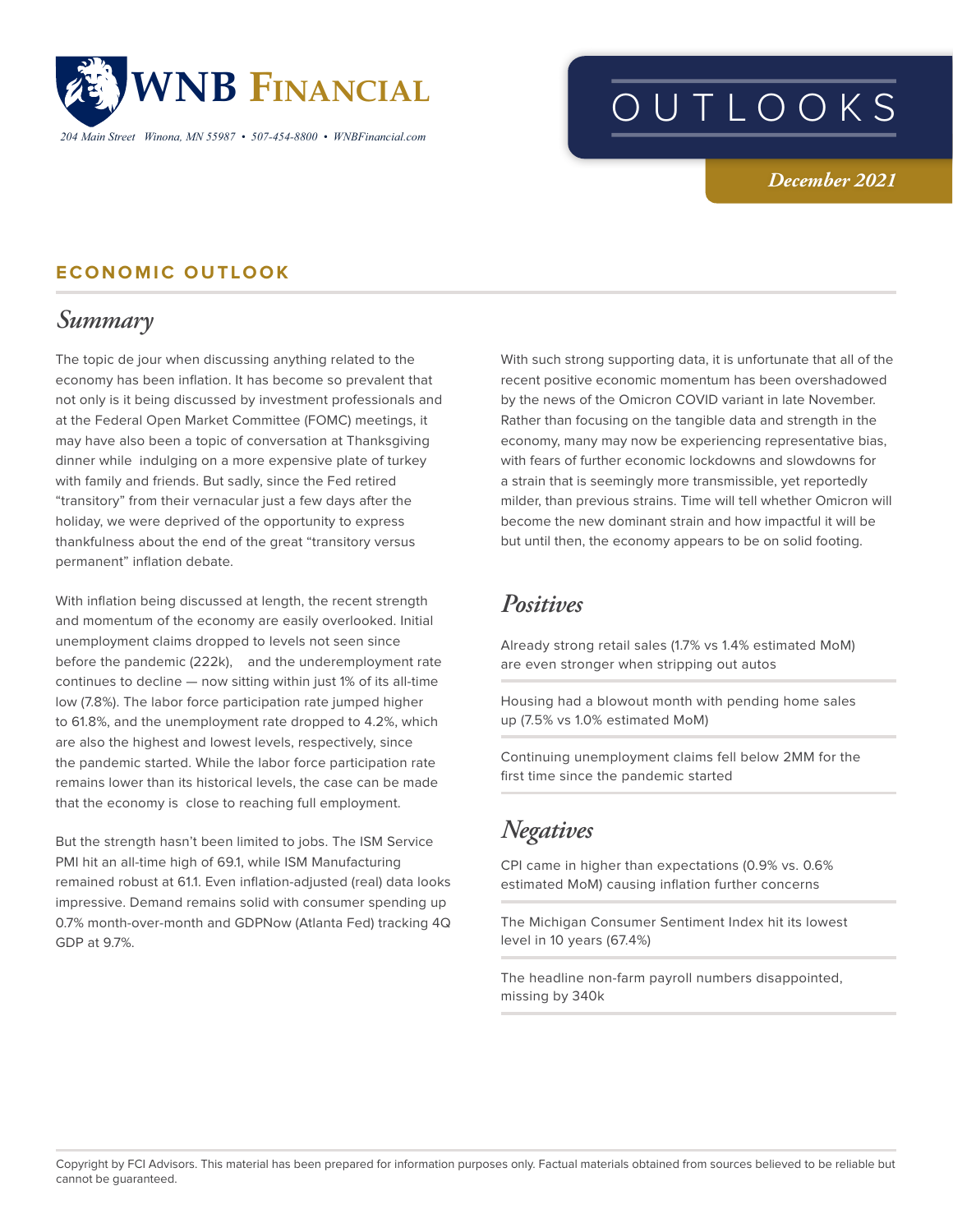# WNB Financial

*204 Main Street Winona, MN 55987 • 507-454-8800 • WNBFinancial.com*

# OUTLOOKS

*December 2021*

## ECONOMIC OUTLOOK

### Summary

The topic de jour when discussing anything related to the economy has been inflation. It has become so prevalent that not only is it being discussed by investment professionals and at the Federal Open Market Committee (FOMC) meetings, it may have also been a topic of conversation at Thanksgiving dinner while indulging on a more expensive plate of turkey with family and friends. But sadly, since the Fed retired "transitory" from their vernacular just a few days after the holiday, we were deprived of the opportunity to express thankfulness about the end of the great "transitory versus permanent" inflation debate.

With inflation being discussed at length, the recent strength and momentum of the economy are easily overlooked. Initial unemployment claims dropped to levels not seen since before the pandemic (222k), and the underemployment rate continues to decline — now sitting within just 1% of its all-time low (7.8%). The labor force participation rate jumped higher to 61.8%, and the unemployment rate dropped to 4.2%, which are also the highest and lowest levels, respectively, since the pandemic started. While the labor force participation rate remains lower than its historical levels, the case can be made that the economy is close to reaching full employment.

But the strength hasn't been limited to jobs. The ISM Service PMI hit an all-time high of 69.1, while ISM Manufacturing remained robust at 61.1. Even inflation-adjusted (real) data looks impressive. Demand remains solid with consumer spending up 0.7% month-over-month and GDPNow (Atlanta Fed) tracking 4Q GDP at 9.7%.

With such strong supporting data, it is unfortunate that all of the recent positive economic momentum has been overshadowed by the news of the Omicron COVID variant in late November. Rather than focusing on the tangible data and strength in the economy, many may now be experiencing representative bias, with fears of further economic lockdowns and slowdowns for a strain that is seemingly more transmissible, yet reportedly milder, than previous strains. Time will tell whether Omicron will become the new dominant strain and how impactful it will be but until then, the economy appears to be on solid footing.

### Positives

- Already strong retail sales (1.7% vs 1.4% estimated MoM) are even stronger when stripping out autos
- Housing had a blowout month with pending home sales up (7.5% vs 1.0% estimated MoM)
- Continuing unemployment claims fell below 2MM for the first time since the pandemic started

### Negatives

- CPI came in higher than expectations (0.9% vs. 0.6% estimated MoM) causing inflation further concerns
- The Michigan Consumer Sentiment Index hit its lowest level in 10 years (67.4%)
- The headline non-farm payroll numbers disappointed, missing by 340k

Copyright by FCI Advisors. This material has been prepared for information purposes only. Factual materials obtained from sources believed to be reliable but cannot be guaranteed.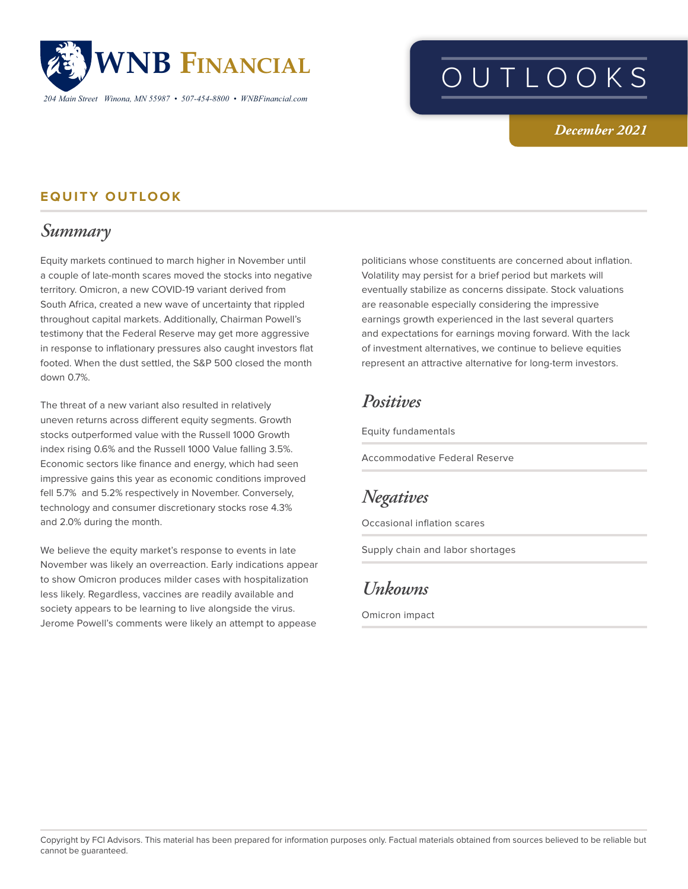# WNB Financial

*204 Main Street Winona, MN 55987 • 507-454-8800 • WNBFinancial.com*

# OUTLOOKS

***December 2021***

## EQUITY OUTLOOK

### *Summary*

Equity markets continued to march higher in November until a couple of late-month scares moved the stocks into negative territory. Omicron, a new COVID-19 variant derived from South Africa, created a new wave of uncertainty that rippled throughout capital markets. Additionally, Chairman Powell's testimony that the Federal Reserve may get more aggressive in response to inflationary pressures also caught investors flat footed. When the dust settled, the S&P 500 closed the month down 0.7%.

The threat of a new variant also resulted in relatively uneven returns across different equity segments. Growth stocks outperformed value with the Russell 1000 Growth index rising 0.6% and the Russell 1000 Value falling 3.5%. Economic sectors like finance and energy, which had seen impressive gains this year as economic conditions improved fell 5.7% and 5.2% respectively in November. Conversely, technology and consumer discretionary stocks rose 4.3% and 2.0% during the month.

We believe the equity market's response to events in late November was likely an overreaction. Early indications appear to show Omicron produces milder cases with hospitalization less likely. Regardless, vaccines are readily available and society appears to be learning to live alongside the virus. Jerome Powell's comments were likely an attempt to appease politicians whose constituents are concerned about inflation. Volatility may persist for a brief period but markets will eventually stabilize as concerns dissipate. Stock valuations are reasonable especially considering the impressive earnings growth experienced in the last several quarters and expectations for earnings moving forward. With the lack of investment alternatives, we continue to believe equities represent an attractive alternative for long-term investors.

### *Positives*

Equity fundamentals

Accommodative Federal Reserve

### *Negatives*

Occasional inflation scares

Supply chain and labor shortages

### *Unkowns*

Omicron impact

Copyright by FCI Advisors. This material has been prepared for information purposes only. Factual materials obtained from sources believed to be reliable but cannot be guaranteed.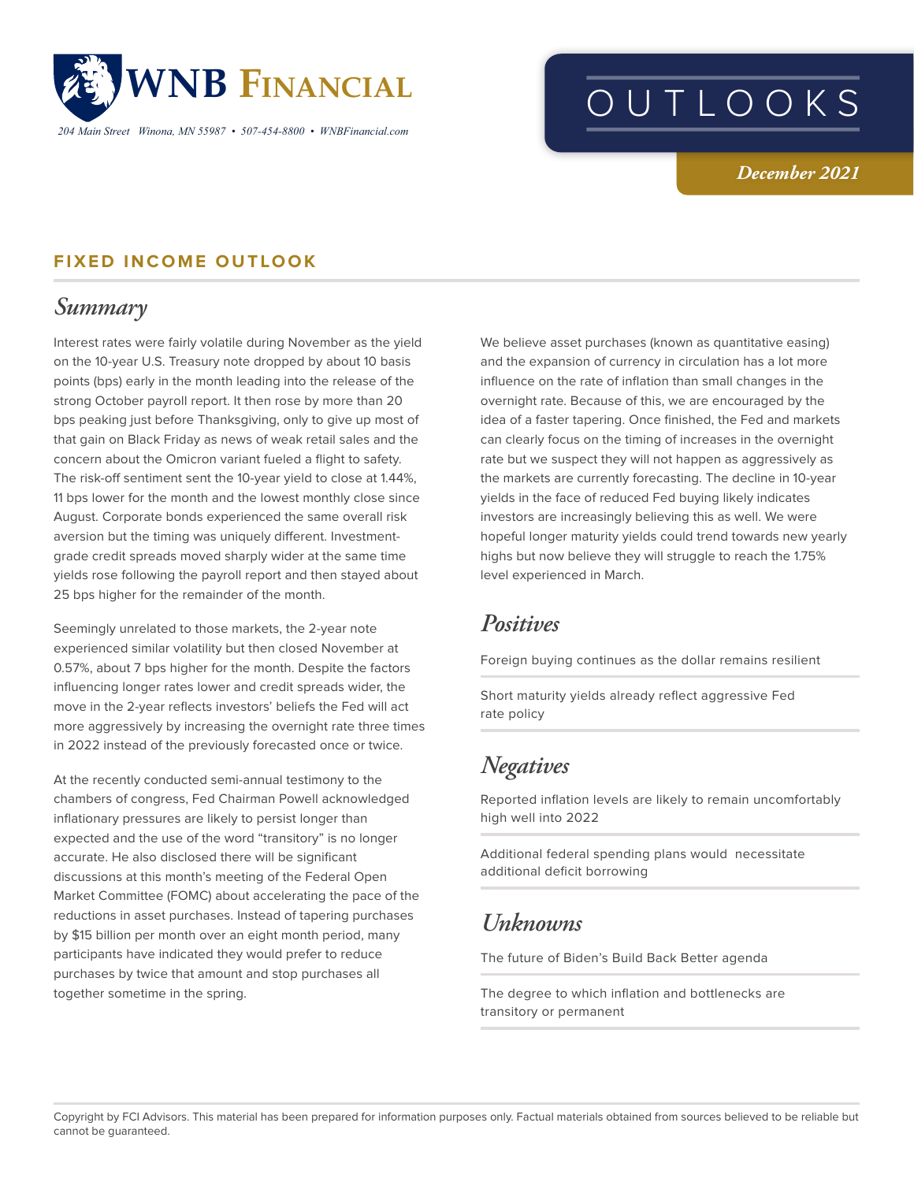# WNB Financial

204 Main Street Winona, MN 55987 • 507-454-8800 • WNBFinancial.com

# OUTLOOKS

*December 2021*

## FIXED INCOME OUTLOOK

### *Summary*

Interest rates were fairly volatile during November as the yield on the 10-year U.S. Treasury note dropped by about 10 basis points (bps) early in the month leading into the release of the strong October payroll report. It then rose by more than 20 bps peaking just before Thanksgiving, only to give up most of that gain on Black Friday as news of weak retail sales and the concern about the Omicron variant fueled a flight to safety. The risk-off sentiment sent the 10-year yield to close at 1.44%, 11 bps lower for the month and the lowest monthly close since August. Corporate bonds experienced the same overall risk aversion but the timing was uniquely different. Investment-grade credit spreads moved sharply wider at the same time yields rose following the payroll report and then stayed about 25 bps higher for the remainder of the month.

Seemingly unrelated to those markets, the 2-year note experienced similar volatility but then closed November at 0.57%, about 7 bps higher for the month. Despite the factors influencing longer rates lower and credit spreads wider, the move in the 2-year reflects investors' beliefs the Fed will act more aggressively by increasing the overnight rate three times in 2022 instead of the previously forecasted once or twice.

At the recently conducted semi-annual testimony to the chambers of congress, Fed Chairman Powell acknowledged inflationary pressures are likely to persist longer than expected and the use of the word "transitory" is no longer accurate. He also disclosed there will be significant discussions at this month's meeting of the Federal Open Market Committee (FOMC) about accelerating the pace of the reductions in asset purchases. Instead of tapering purchases by $15 billion per month over an eight month period, many participants have indicated they would prefer to reduce purchases by twice that amount and stop purchases all together sometime in the spring.

We believe asset purchases (known as quantitative easing) and the expansion of currency in circulation has a lot more influence on the rate of inflation than small changes in the overnight rate. Because of this, we are encouraged by the idea of a faster tapering. Once finished, the Fed and markets can clearly focus on the timing of increases in the overnight rate but we suspect they will not happen as aggressively as the markets are currently forecasting. The decline in 10-year yields in the face of reduced Fed buying likely indicates investors are increasingly believing this as well. We were hopeful longer maturity yields could trend towards new yearly highs but now believe they will struggle to reach the 1.75% level experienced in March.

### *Positives*

Foreign buying continues as the dollar remains resilient

Short maturity yields already reflect aggressive Fed rate policy

### *Negatives*

Reported inflation levels are likely to remain uncomfortably high well into 2022

Additional federal spending plans would necessitate additional deficit borrowing

### *Unknowns*

The future of Biden's Build Back Better agenda

The degree to which inflation and bottlenecks are transitory or permanent

Copyright by FCI Advisors. This material has been prepared for information purposes only. Factual materials obtained from sources believed to be reliable but cannot be guaranteed.